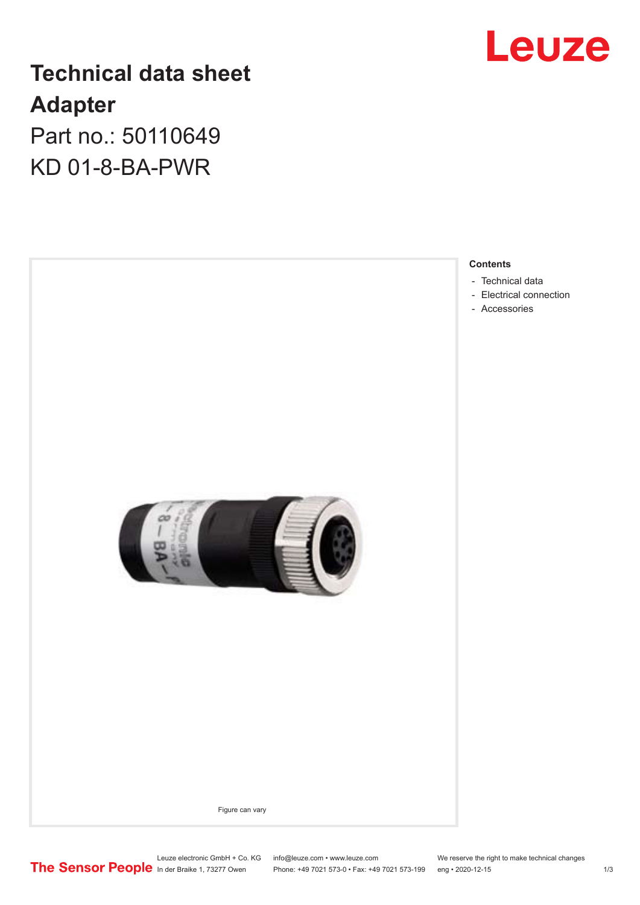# Technical data sheet

## Adapter

Part no.: 50110649

KD 01-8-BA-PWR

Figure can vary

**Contents**

- Technical data
- Electrical connection
- Accessories

Leuze electronic GmbH + Co. KG
In der Braike 1, 73277 Owen

info@leuze.com • www.leuze.com
Phone: +49 7021 573-0 • Fax: +49 7021 573-199

We reserve the right to make technical changes
eng • 2020-12-15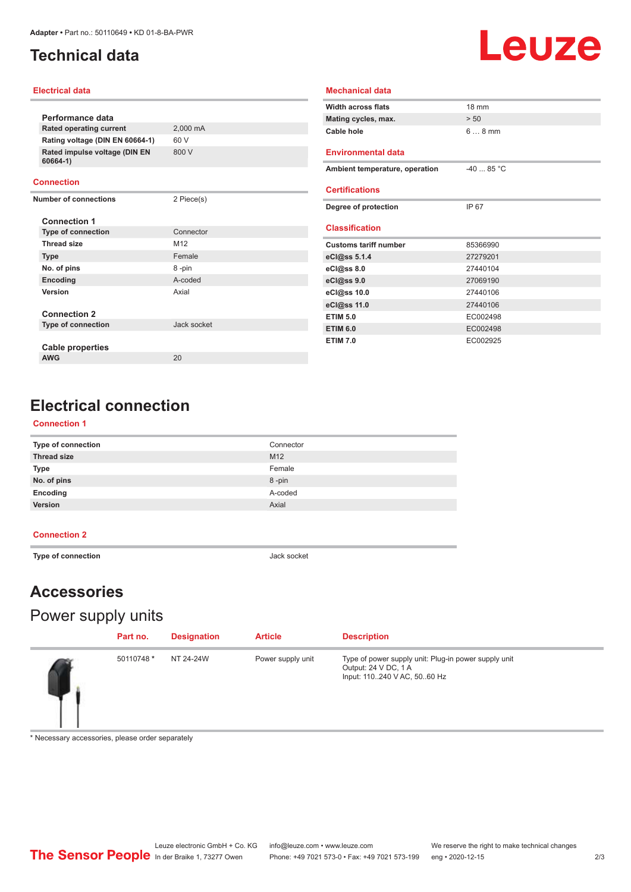# Technical data

## Electrical data

**Performance data**

| | |
|---|---|
| Rated operating current | 2,000 mA |
| Rating voltage (DIN EN 60664-1) | 60 V |
| Rated impulse voltage (DIN EN 60664-1) | 800 V |

## Connection

| | |
|---|---|
| Number of connections | 2 Piece(s) |

**Connection 1**

| | |
|---|---|
| Type of connection | Connector |
| Thread size | M12 |
| Type | Female |
| No. of pins | 8 -pin |
| Encoding | A-coded |
| Version | Axial |

**Connection 2**

| | |
|---|---|
| Type of connection | Jack socket |

**Cable properties**

| | |
|---|---|
| AWG | 20 |

## Mechanical data

| | |
|---|---|
| Width across flats | 18 mm |
| Mating cycles, max. | > 50 |
| Cable hole | 6 … 8 mm |

## Environmental data

| | |
|---|---|
| Ambient temperature, operation | -40 ... 85 °C |

## Certifications

| | |
|---|---|
| Degree of protection | IP 67 |

## Classification

| | |
|---|---|
| Customs tariff number | 85366990 |
| eCl@ss 5.1.4 | 27279201 |
| eCl@ss 8.0 | 27440104 |
| eCl@ss 9.0 | 27069190 |
| eCl@ss 10.0 | 27440106 |
| eCl@ss 11.0 | 27440106 |
| ETIM 5.0 | EC002498 |
| ETIM 6.0 | EC002498 |
| ETIM 7.0 | EC002925 |

# Electrical connection

## Connection 1

| | |
|---|---|
| Type of connection | Connector |
| Thread size | M12 |
| Type | Female |
| No. of pins | 8 -pin |
| Encoding | A-coded |
| Version | Axial |

## Connection 2

| | |
|---|---|
| Type of connection | Jack socket |

# Accessories

## Power supply units

| Part no. | Designation | Article | Description |
|---|---|---|---|
| 50110748 * | NT 24-24W | Power supply unit | Type of power supply unit: Plug-in power supply unit<br>Output: 24 V DC, 1 A<br>Input: 110..240 V AC, 50..60 Hz |

* Necessary accessories, please order separately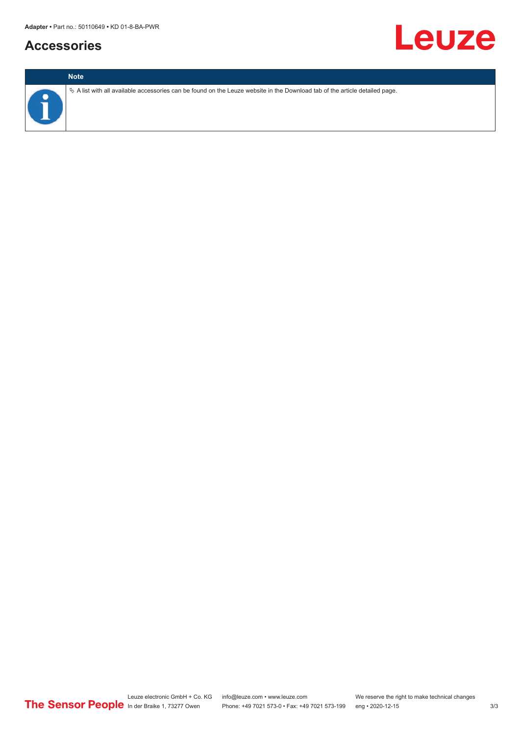## Accessories

| | Note |
|---|---|
| | ✎ A list with all available accessories can be found on the Leuze website in the Download tab of the article detailed page. |